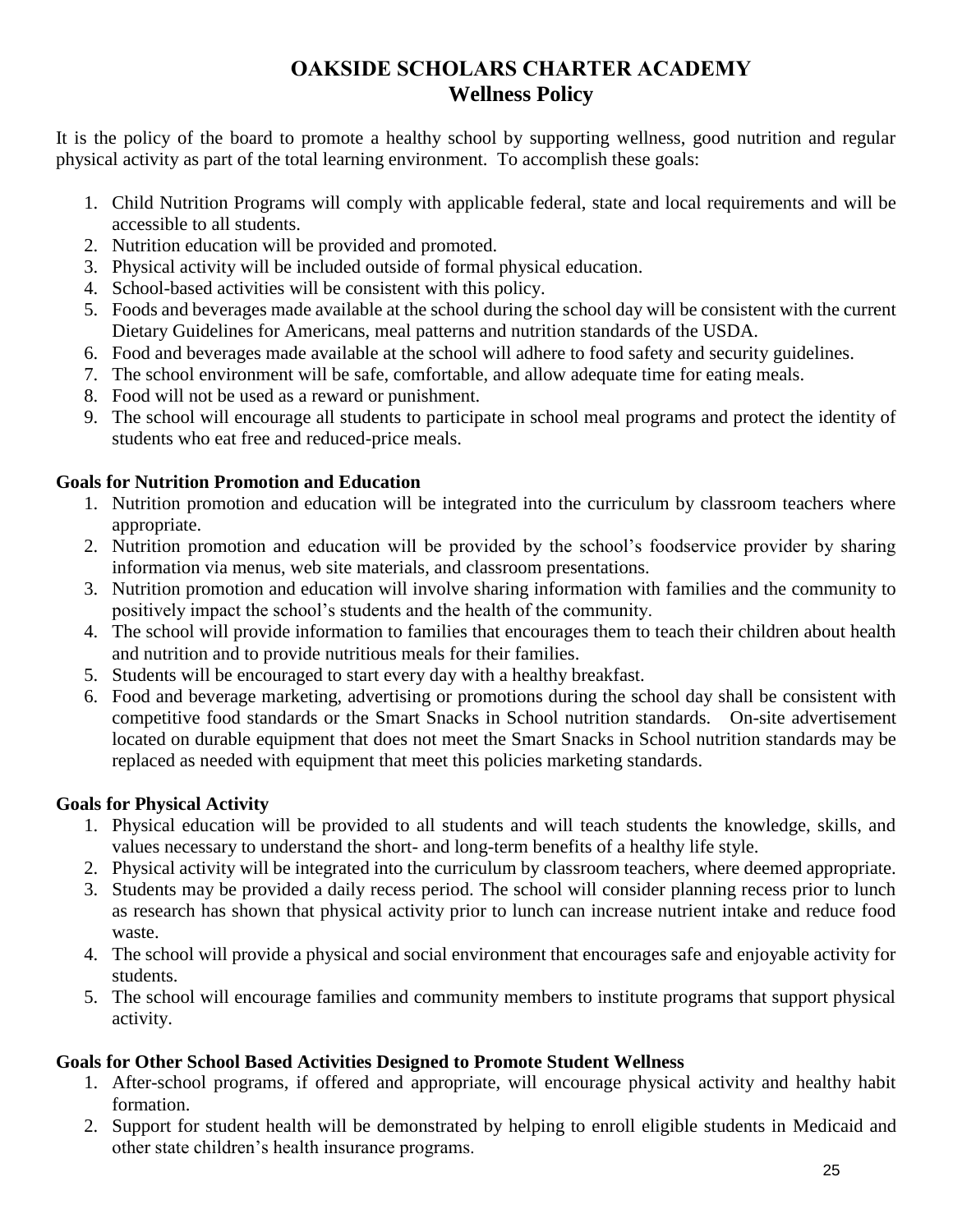# OAKSIDE SCHOLARS CHARTER ACADEMY
## Wellness Policy

It is the policy of the board to promote a healthy school by supporting wellness, good nutrition and regular physical activity as part of the total learning environment. To accomplish these goals:

1. Child Nutrition Programs will comply with applicable federal, state and local requirements and will be accessible to all students.
2. Nutrition education will be provided and promoted.
3. Physical activity will be included outside of formal physical education.
4. School-based activities will be consistent with this policy.
5. Foods and beverages made available at the school during the school day will be consistent with the current Dietary Guidelines for Americans, meal patterns and nutrition standards of the USDA.
6. Food and beverages made available at the school will adhere to food safety and security guidelines.
7. The school environment will be safe, comfortable, and allow adequate time for eating meals.
8. Food will not be used as a reward or punishment.
9. The school will encourage all students to participate in school meal programs and protect the identity of students who eat free and reduced-price meals.

**Goals for Nutrition Promotion and Education**

1. Nutrition promotion and education will be integrated into the curriculum by classroom teachers where appropriate.
2. Nutrition promotion and education will be provided by the school's foodservice provider by sharing information via menus, web site materials, and classroom presentations.
3. Nutrition promotion and education will involve sharing information with families and the community to positively impact the school's students and the health of the community.
4. The school will provide information to families that encourages them to teach their children about health and nutrition and to provide nutritious meals for their families.
5. Students will be encouraged to start every day with a healthy breakfast.
6. Food and beverage marketing, advertising or promotions during the school day shall be consistent with competitive food standards or the Smart Snacks in School nutrition standards. On-site advertisement located on durable equipment that does not meet the Smart Snacks in School nutrition standards may be replaced as needed with equipment that meet this policies marketing standards.

**Goals for Physical Activity**

1. Physical education will be provided to all students and will teach students the knowledge, skills, and values necessary to understand the short- and long-term benefits of a healthy life style.
2. Physical activity will be integrated into the curriculum by classroom teachers, where deemed appropriate.
3. Students may be provided a daily recess period. The school will consider planning recess prior to lunch as research has shown that physical activity prior to lunch can increase nutrient intake and reduce food waste.
4. The school will provide a physical and social environment that encourages safe and enjoyable activity for students.
5. The school will encourage families and community members to institute programs that support physical activity.

**Goals for Other School Based Activities Designed to Promote Student Wellness**

1. After-school programs, if offered and appropriate, will encourage physical activity and healthy habit formation.
2. Support for student health will be demonstrated by helping to enroll eligible students in Medicaid and other state children's health insurance programs.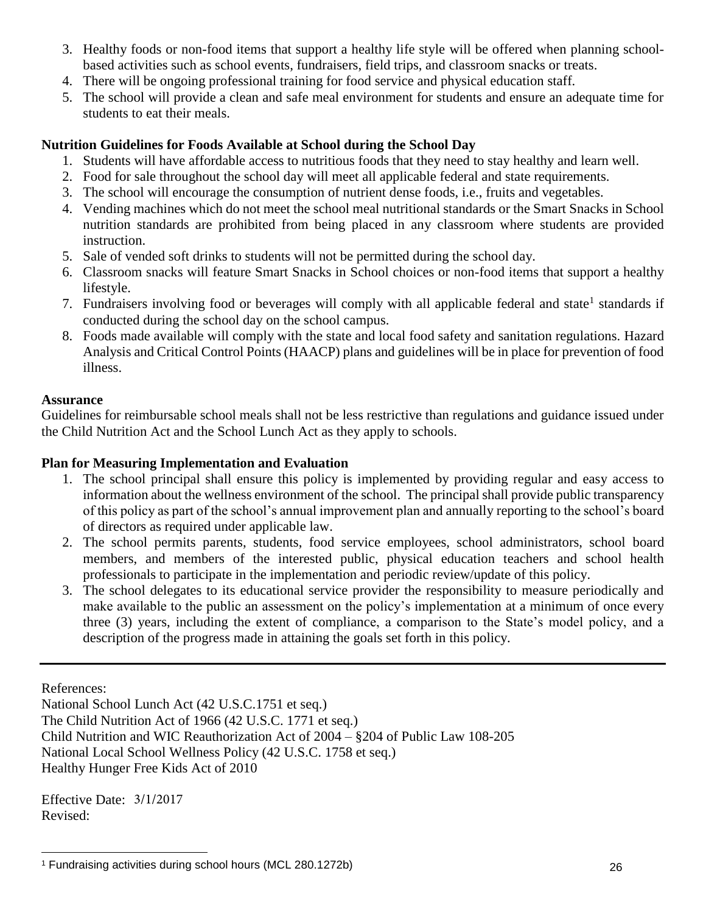3. Healthy foods or non-food items that support a healthy life style will be offered when planning school-based activities such as school events, fundraisers, field trips, and classroom snacks or treats.
4. There will be ongoing professional training for food service and physical education staff.
5. The school will provide a clean and safe meal environment for students and ensure an adequate time for students to eat their meals.

**Nutrition Guidelines for Foods Available at School during the School Day**

1. Students will have affordable access to nutritious foods that they need to stay healthy and learn well.
2. Food for sale throughout the school day will meet all applicable federal and state requirements.
3. The school will encourage the consumption of nutrient dense foods, i.e., fruits and vegetables.
4. Vending machines which do not meet the school meal nutritional standards or the Smart Snacks in School nutrition standards are prohibited from being placed in any classroom where students are provided instruction.
5. Sale of vended soft drinks to students will not be permitted during the school day.
6. Classroom snacks will feature Smart Snacks in School choices or non-food items that support a healthy lifestyle.
7. Fundraisers involving food or beverages will comply with all applicable federal and state[1] standards if conducted during the school day on the school campus.
8. Foods made available will comply with the state and local food safety and sanitation regulations. Hazard Analysis and Critical Control Points (HAACP) plans and guidelines will be in place for prevention of food illness.

**Assurance**

Guidelines for reimbursable school meals shall not be less restrictive than regulations and guidance issued under the Child Nutrition Act and the School Lunch Act as they apply to schools.

**Plan for Measuring Implementation and Evaluation**

1. The school principal shall ensure this policy is implemented by providing regular and easy access to information about the wellness environment of the school. The principal shall provide public transparency of this policy as part of the school's annual improvement plan and annually reporting to the school's board of directors as required under applicable law.
2. The school permits parents, students, food service employees, school administrators, school board members, and members of the interested public, physical education teachers and school health professionals to participate in the implementation and periodic review/update of this policy.
3. The school delegates to its educational service provider the responsibility to measure periodically and make available to the public an assessment on the policy's implementation at a minimum of once every three (3) years, including the extent of compliance, a comparison to the State's model policy, and a description of the progress made in attaining the goals set forth in this policy.

---

References:
National School Lunch Act (42 U.S.C.1751 et seq.)
The Child Nutrition Act of 1966 (42 U.S.C. 1771 et seq.)
Child Nutrition and WIC Reauthorization Act of 2004 – §204 of Public Law 108-205
National Local School Wellness Policy (42 U.S.C. 1758 et seq.)
Healthy Hunger Free Kids Act of 2010

Effective Date: 3/1/2017
Revised:

[1] Fundraising activities during school hours (MCL 280.1272b)